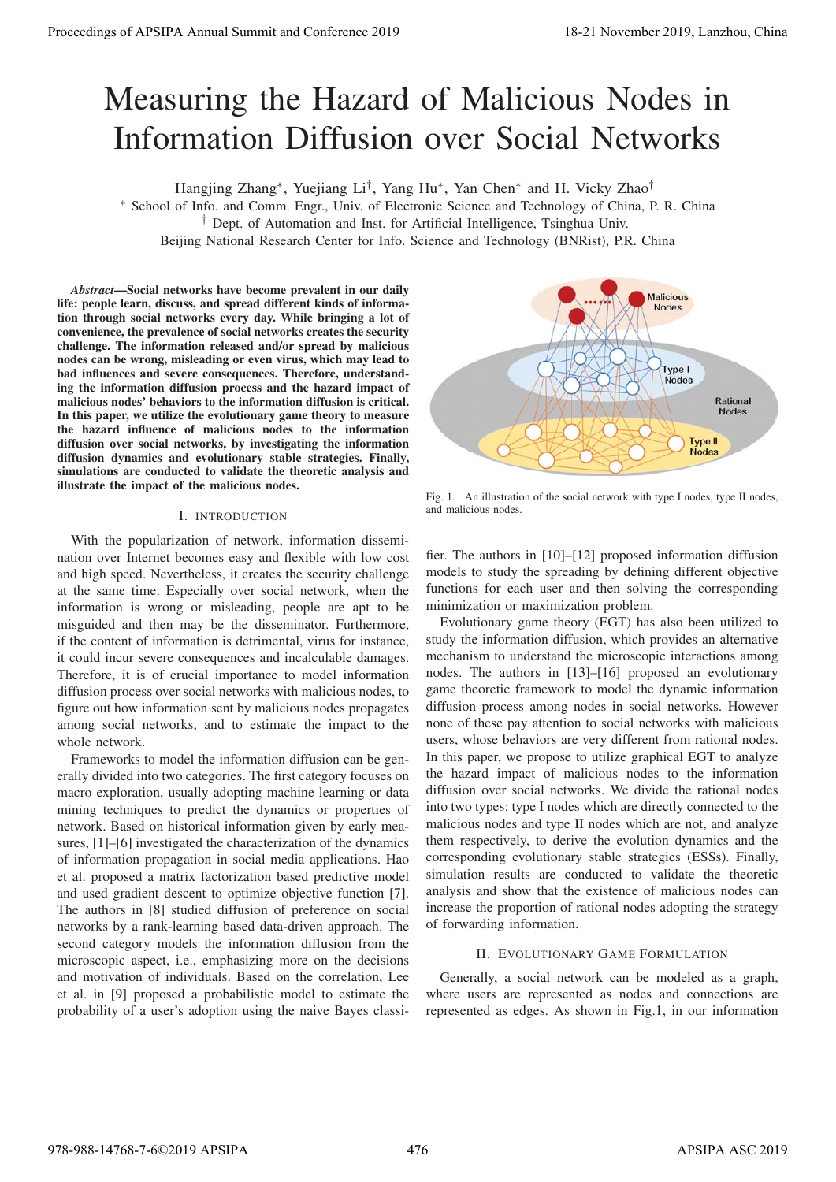# Measuring the Hazard of Malicious Nodes in Information Diffusion over Social Networks

Hangjing Zhang*, Yuejiang Li†, Yang Hu*, Yan Chen* and H. Vicky Zhao†

* School of Info. and Comm. Engr., Univ. of Electronic Science and Technology of China, P. R. China

† Dept. of Automation and Inst. for Artificial Intelligence, Tsinghua Univ.

Beijing National Research Center for Info. Science and Technology (BNRist), P.R. China

***Abstract*—Social networks have become prevalent in our daily life: people learn, discuss, and spread different kinds of information through social networks every day. While bringing a lot of convenience, the prevalence of social networks creates the security challenge. The information released and/or spread by malicious nodes can be wrong, misleading or even virus, which may lead to bad influences and severe consequences. Therefore, understanding the information diffusion process and the hazard impact of malicious nodes' behaviors to the information diffusion is critical. In this paper, we utilize the evolutionary game theory to measure the hazard influence of malicious nodes to the information diffusion over social networks, by investigating the information diffusion dynamics and evolutionary stable strategies. Finally, simulations are conducted to validate the theoretic analysis and illustrate the impact of the malicious nodes.**

## I. Introduction

With the popularization of network, information dissemination over Internet becomes easy and flexible with low cost and high speed. Nevertheless, it creates the security challenge at the same time. Especially over social network, when the information is wrong or misleading, people are apt to be misguided and then may be the disseminator. Furthermore, if the content of information is detrimental, virus for instance, it could incur severe consequences and incalculable damages. Therefore, it is of crucial importance to model information diffusion process over social networks with malicious nodes, to figure out how information sent by malicious nodes propagates among social networks, and to estimate the impact to the whole network.

Frameworks to model the information diffusion can be generally divided into two categories. The first category focuses on macro exploration, usually adopting machine learning or data mining techniques to predict the dynamics or properties of network. Based on historical information given by early measures, [1]–[6] investigated the characterization of the dynamics of information propagation in social media applications. Hao et al. proposed a matrix factorization based predictive model and used gradient descent to optimize objective function [7]. The authors in [8] studied diffusion of preference on social networks by a rank-learning based data-driven approach. The second category models the information diffusion from the microscopic aspect, i.e., emphasizing more on the decisions and motivation of individuals. Based on the correlation, Lee et al. in [9] proposed a probabilistic model to estimate the probability of a user's adoption using the naive Bayes classifier. The authors in [10]–[12] proposed information diffusion models to study the spreading by defining different objective functions for each user and then solving the corresponding minimization or maximization problem.

Malicious Nodes

Type I Nodes

Rational Nodes

Type II Nodes

Fig. 1. An illustration of the social network with type I nodes, type II nodes, and malicious nodes.

Evolutionary game theory (EGT) has also been utilized to study the information diffusion, which provides an alternative mechanism to understand the microscopic interactions among nodes. The authors in [13]–[16] proposed an evolutionary game theoretic framework to model the dynamic information diffusion process among nodes in social networks. However none of these pay attention to social networks with malicious users, whose behaviors are very different from rational nodes. In this paper, we propose to utilize graphical EGT to analyze the hazard impact of malicious nodes to the information diffusion over social networks. We divide the rational nodes into two types: type I nodes which are directly connected to the malicious nodes and type II nodes which are not, and analyze them respectively, to derive the evolution dynamics and the corresponding evolutionary stable strategies (ESSs). Finally, simulation results are conducted to validate the theoretic analysis and show that the existence of malicious nodes can increase the proportion of rational nodes adopting the strategy of forwarding information.

## II. Evolutionary Game Formulation

Generally, a social network can be modeled as a graph, where users are represented as nodes and connections are represented as edges. As shown in Fig.1, in our information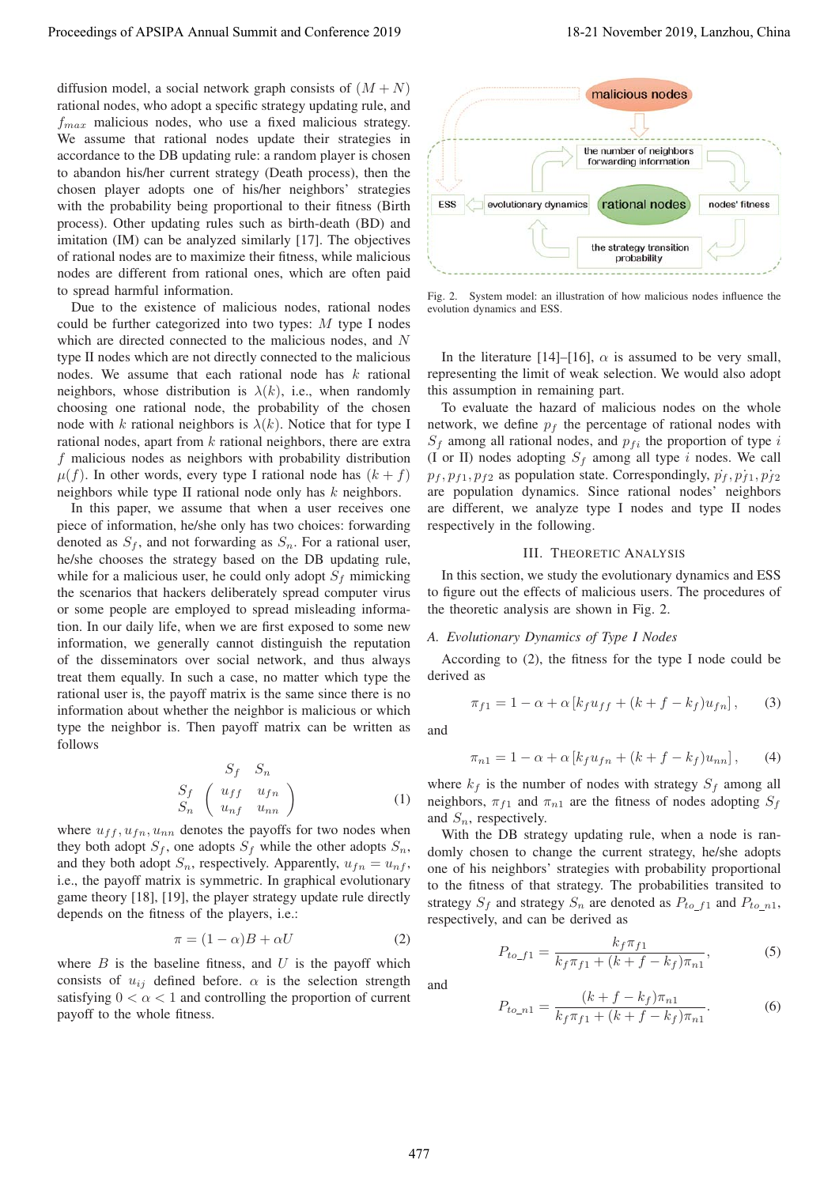diffusion model, a social network graph consists of $(M+N)$ rational nodes, who adopt a specific strategy updating rule, and $f_{max}$ malicious nodes, who use a fixed malicious strategy. We assume that rational nodes update their strategies in accordance to the DB updating rule: a random player is chosen to abandon his/her current strategy (Death process), then the chosen player adopts one of his/her neighbors' strategies with the probability being proportional to their fitness (Birth process). Other updating rules such as birth-death (BD) and imitation (IM) can be analyzed similarly [17]. The objectives of rational nodes are to maximize their fitness, while malicious nodes are different from rational ones, which are often paid to spread harmful information.

Due to the existence of malicious nodes, rational nodes could be further categorized into two types: $M$ type I nodes which are directed connected to the malicious nodes, and $N$ type II nodes which are not directly connected to the malicious nodes. We assume that each rational node has $k$ rational neighbors, whose distribution is $\lambda(k)$, i.e., when randomly choosing one rational node, the probability of the chosen node with $k$ rational neighbors is $\lambda(k)$. Notice that for type I rational nodes, apart from $k$ rational neighbors, there are extra $f$ malicious nodes as neighbors with probability distribution $\mu(f)$. In other words, every type I rational node has $(k+f)$ neighbors while type II rational node only has $k$ neighbors.

In this paper, we assume that when a user receives one piece of information, he/she only has two choices: forwarding denoted as $S_f$, and not forwarding as $S_n$. For a rational user, he/she chooses the strategy based on the DB updating rule, while for a malicious user, he could only adopt $S_f$ mimicking the scenarios that hackers deliberately spread computer virus or some people are employed to spread misleading information. In our daily life, when we are first exposed to some new information, we generally cannot distinguish the reputation of the disseminators over social network, and thus always treat them equally. In such a case, no matter which type the rational user is, the payoff matrix is the same since there is no information about whether the neighbor is malicious or which type the neighbor is. Then payoff matrix can be written as follows

$$\begin{array}{c c} & \begin{array}{cc} S_f & S_n \end{array} \\ \begin{array}{c} S_f \\ S_n \end{array} & \left( \begin{array}{cc} u_{ff} & u_{fn} \\ u_{nf} & u_{nn} \end{array} \right) \end{array} \tag{1}$$

where $u_{ff}, u_{fn}, u_{nn}$ denotes the payoffs for two nodes when they both adopt $S_f$, one adopts $S_f$ while the other adopts $S_n$, and they both adopt $S_n$, respectively. Apparently, $u_{fn} = u_{nf}$, i.e., the payoff matrix is symmetric. In graphical evolutionary game theory [18], [19], the player strategy update rule directly depends on the fitness of the players, i.e.:

$$\pi = (1-\alpha)B + \alpha U \tag{2}$$

where $B$ is the baseline fitness, and $U$ is the payoff which consists of $u_{ij}$ defined before. $\alpha$ is the selection strength satisfying $0 < \alpha < 1$ and controlling the proportion of current payoff to the whole fitness.

Fig. 2. System model: an illustration of how malicious nodes influence the evolution dynamics and ESS.

In the literature [14]–[16], $\alpha$ is assumed to be very small, representing the limit of weak selection. We would also adopt this assumption in remaining part.

To evaluate the hazard of malicious nodes on the whole network, we define $p_f$ the percentage of rational nodes with $S_f$ among all rational nodes, and $p_{fi}$ the proportion of type $i$ (I or II) nodes adopting $S_f$ among all type $i$ nodes. We call $p_f, p_{f1}, p_{f2}$ as population state. Correspondingly, $\dot{p_f}, \dot{p_{f1}}, \dot{p_{f2}}$ are population dynamics. Since rational nodes' neighbors are different, we analyze type I nodes and type II nodes respectively in the following.

## III. Theoretic Analysis

In this section, we study the evolutionary dynamics and ESS to figure out the effects of malicious users. The procedures of the theoretic analysis are shown in Fig. 2.

### A. Evolutionary Dynamics of Type I Nodes

According to (2), the fitness for the type I node could be derived as

$$\pi_{f1} = 1 - \alpha + \alpha \left[ k_f u_{ff} + (k + f - k_f) u_{fn} \right], \tag{3}$$

and

$$\pi_{n1} = 1 - \alpha + \alpha \left[ k_f u_{fn} + (k + f - k_f) u_{nn} \right], \tag{4}$$

where $k_f$ is the number of nodes with strategy $S_f$ among all neighbors, $\pi_{f1}$ and $\pi_{n1}$ are the fitness of nodes adopting $S_f$ and $S_n$, respectively.

With the DB strategy updating rule, when a node is randomly chosen to change the current strategy, he/she adopts one of his neighbors' strategies with probability proportional to the fitness of that strategy. The probabilities transited to strategy $S_f$ and strategy $S_n$ are denoted as $P_{to\_f1}$ and $P_{to\_n1}$, respectively, and can be derived as

$$P_{to\_f1} = \frac{k_f \pi_{f1}}{k_f \pi_{f1} + (k + f - k_f) \pi_{n1}}, \tag{5}$$

and

$$P_{to\_n1} = \frac{(k + f - k_f) \pi_{n1}}{k_f \pi_{f1} + (k + f - k_f) \pi_{n1}}. \tag{6}$$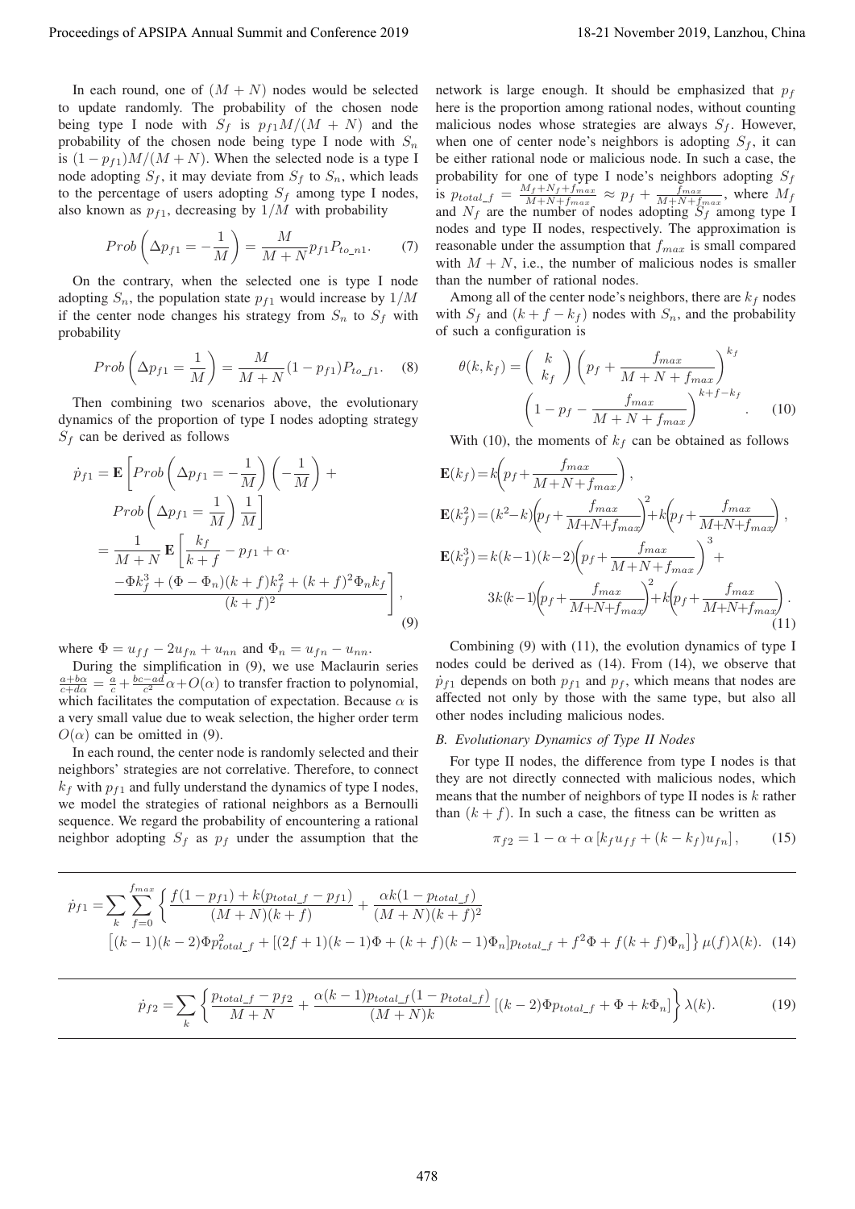In each round, one of $(M+N)$ nodes would be selected to update randomly. The probability of the chosen node being type I node with $S_f$ is $p_{f1}M/(M+N)$ and the probability of the chosen node being type I node with $S_n$ is $(1-p_{f1})M/(M+N)$. When the selected node is a type I node adopting $S_f$, it may deviate from $S_f$ to $S_n$, which leads to the percentage of users adopting $S_f$ among type I nodes, also known as $p_{f1}$, decreasing by $1/M$ with probability

$$Prob\left(\Delta p_{f1} = -\frac{1}{M}\right) = \frac{M}{M+N} p_{f1} P_{to\_n1}. \tag{7}$$

On the contrary, when the selected one is type I node adopting $S_n$, the population state $p_{f1}$ would increase by $1/M$ if the center node changes his strategy from $S_n$ to $S_f$ with probability

$$Prob\left(\Delta p_{f1} = \frac{1}{M}\right) = \frac{M}{M+N}(1-p_{f1}) P_{to\_f1}. \tag{8}$$

Then combining two scenarios above, the evolutionary dynamics of the proportion of type I nodes adopting strategy $S_f$ can be derived as follows

$$\begin{aligned}
\dot{p}_{f1} &= \mathbf{E}\left[Prob\left(\Delta p_{f1} = -\frac{1}{M}\right)\left(-\frac{1}{M}\right) + Prob\left(\Delta p_{f1} = \frac{1}{M}\right)\frac{1}{M}\right] \\
&= \frac{1}{M+N}\mathbf{E}\left[\frac{k_f}{k+f} - p_{f1} + \alpha \cdot \frac{-\Phi k_f^3 + (\Phi - \Phi_n)(k+f)k_f^2 + (k+f)^2 \Phi_n k_f}{(k+f)^2}\right],
\end{aligned} \tag{9}$$

where $\Phi = u_{ff} - 2u_{fn} + u_{nn}$ and $\Phi_n = u_{fn} - u_{nn}$.

During the simplification in (9), we use Maclaurin series $\frac{a+b\alpha}{c+d\alpha} = \frac{a}{c} + \frac{bc-ad}{c^2}\alpha + O(\alpha)$ to transfer fraction to polynomial, which facilitates the computation of expectation. Because $\alpha$ is a very small value due to weak selection, the higher order term $O(\alpha)$ can be omitted in (9).

In each round, the center node is randomly selected and their neighbors' strategies are not correlative. Therefore, to connect $k_f$ with $p_{f1}$ and fully understand the dynamics of type I nodes, we model the strategies of rational neighbors as a Bernoulli sequence. We regard the probability of encountering a rational neighbor adopting $S_f$ as $p_f$ under the assumption that the network is large enough. It should be emphasized that $p_f$ here is the proportion among rational nodes, without counting malicious nodes whose strategies are always $S_f$. However, when one of center node's neighbors is adopting $S_f$, it can be either rational node or malicious node. In such a case, the probability for one of type I node's neighbors adopting $S_f$ is $p_{total\_f} = \frac{M_f+N_f+f_{max}}{M+N+f_{max}} \approx p_f + \frac{f_{max}}{M+N+f_{max}}$, where $M_f$ and $N_f$ are the number of nodes adopting $S_f$ among type I nodes and type II nodes, respectively. The approximation is reasonable under the assumption that $f_{max}$ is small compared with $M+N$, i.e., the number of malicious nodes is smaller than the number of rational nodes.

Among all of the center node's neighbors, there are $k_f$ nodes with $S_f$ and $(k+f-k_f)$ nodes with $S_n$, and the probability of such a configuration is

$$\theta(k, k_f) = \binom{k}{k_f}\left(p_f + \frac{f_{max}}{M+N+f_{max}}\right)^{k_f} \left(1 - p_f - \frac{f_{max}}{M+N+f_{max}}\right)^{k+f-k_f}. \tag{10}$$

With (10), the moments of $k_f$ can be obtained as follows

$$\begin{aligned}
\mathbf{E}(k_f) &= k\left(p_f + \frac{f_{max}}{M+N+f_{max}}\right), \\
\mathbf{E}(k_f^2) &= (k^2-k)\left(p_f + \frac{f_{max}}{M+N+f_{max}}\right)^2 + k\left(p_f + \frac{f_{max}}{M+N+f_{max}}\right), \\
\mathbf{E}(k_f^3) &= k(k-1)(k-2)\left(p_f + \frac{f_{max}}{M+N+f_{max}}\right)^3 + 3k(k-1)\left(p_f + \frac{f_{max}}{M+N+f_{max}}\right)^2 + k\left(p_f + \frac{f_{max}}{M+N+f_{max}}\right).
\end{aligned} \tag{11}$$

Combining (9) with (11), the evolution dynamics of type I nodes could be derived as (14). From (14), we observe that $\dot{p}_{f1}$ depends on both $p_{f1}$ and $p_f$, which means that nodes are affected not only by those with the same type, but also all other nodes including malicious nodes.

### B. Evolutionary Dynamics of Type II Nodes

For type II nodes, the difference from type I nodes is that they are not directly connected with malicious nodes, which means that the number of neighbors of type II nodes is $k$ rather than $(k+f)$. In such a case, the fitness can be written as

$$\pi_{f2} = 1 - \alpha + \alpha\left[k_f u_{ff} + (k-k_f)u_{fn}\right], \tag{15}$$

$$\dot{p}_{f1} = \sum_k \sum_{f=0}^{f_{max}} \left\{ \frac{f(1-p_{f1}) + k(p_{total\_f} - p_{f1})}{(M+N)(k+f)} + \frac{\alpha k(1-p_{total\_f})}{(M+N)(k+f)^2} \left[(k-1)(k-2)\Phi p_{total\_f}^2 + [(2f+1)(k-1)\Phi + (k+f)(k-1)\Phi_n]p_{total\_f} + f^2\Phi + f(k+f)\Phi_n\right] \right\} \mu(f)\lambda(k). \tag{14}$$

$$\dot{p}_{f2} = \sum_k \left\{ \frac{p_{total\_f} - p_{f2}}{M+N} + \frac{\alpha(k-1)p_{total\_f}(1-p_{total\_f})}{(M+N)k}\left[(k-2)\Phi p_{total\_f} + \Phi + k\Phi_n\right] \right\} \lambda(k). \tag{19}$$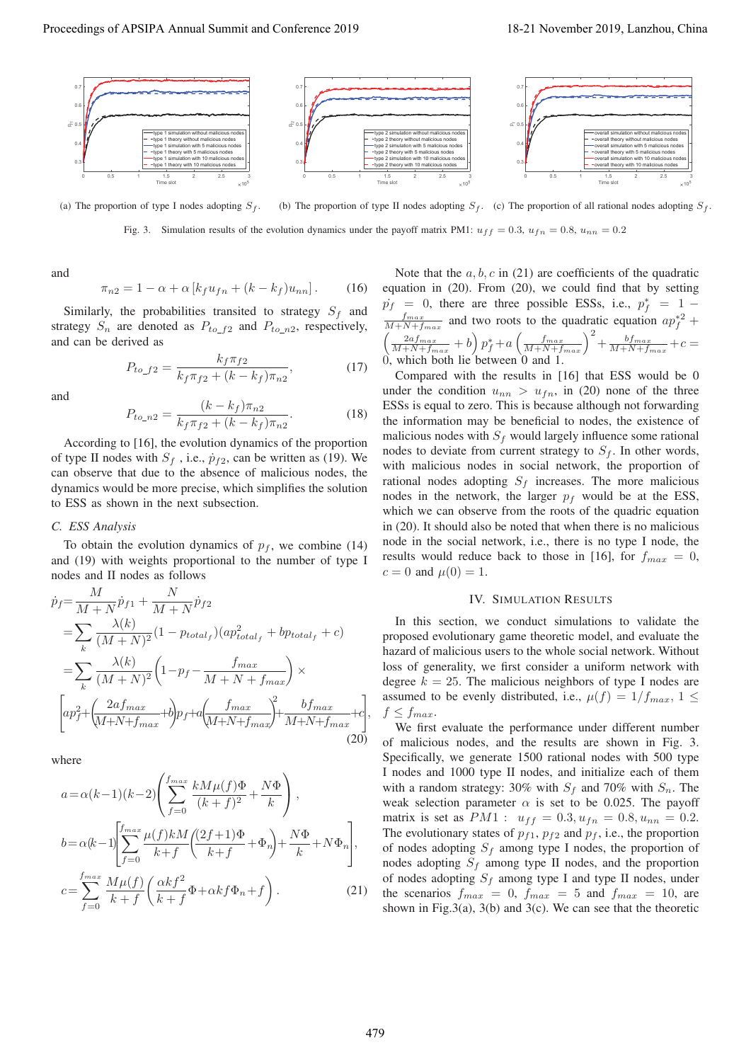(a) The proportion of type I nodes adopting $S_f$. (b) The proportion of type II nodes adopting $S_f$. (c) The proportion of all rational nodes adopting $S_f$.

Fig. 3. Simulation results of the evolution dynamics under the payoff matrix PM1: $u_{ff} = 0.3$, $u_{fn} = 0.8$, $u_{nn} = 0.2$

and

$$\pi_{n2} = 1 - \alpha + \alpha \left[ k_f u_{fn} + (k - k_f) u_{nn} \right]. \quad (16)$$

Similarly, the probabilities transited to strategy $S_f$ and strategy $S_n$ are denoted as $P_{to\_f2}$ and $P_{to\_n2}$, respectively, and can be derived as

$$P_{to\_f2} = \frac{k_f \pi_{f2}}{k_f \pi_{f2} + (k - k_f)\pi_{n2}}, \quad (17)$$

and

$$P_{to\_n2} = \frac{(k - k_f)\pi_{n2}}{k_f \pi_{f2} + (k - k_f)\pi_{n2}}. \quad (18)$$

According to [16], the evolution dynamics of the proportion of type II nodes with $S_f$ , i.e., $\dot{p}_{f2}$, can be written as (19). We can observe that due to the absence of malicious nodes, the dynamics would be more precise, which simplifies the solution to ESS as shown in the next subsection.

### C. ESS Analysis

To obtain the evolution dynamics of $p_f$, we combine (14) and (19) with weights proportional to the number of type I nodes and II nodes as follows

$$\begin{aligned}
\dot{p}_f &= \frac{M}{M+N}\dot{p}_{f1} + \frac{N}{M+N}\dot{p}_{f2} \\
&= \sum_k \frac{\lambda(k)}{(M+N)^2}(1 - p_{total_f})(ap_{total_f}^2 + bp_{total_f} + c) \\
&= \sum_k \frac{\lambda(k)}{(M+N)^2}\left(1 - p_f - \frac{f_{max}}{M+N+f_{max}}\right) \times \\
&\left[ap_f^2 + \left(\frac{2af_{max}}{M+N+f_{max}} + b\right)p_f + a\left(\frac{f_{max}}{M+N+f_{max}}\right)^2 + \frac{bf_{max}}{M+N+f_{max}} + c\right],
\end{aligned} \quad (20)$$

where

$$\begin{aligned}
a &= \alpha(k-1)(k-2)\left(\sum_{f=0}^{f_{max}} \frac{kM\mu(f)\Phi}{(k+f)^2} + \frac{N\Phi}{k}\right), \\
b &= \alpha(k-1)\left[\sum_{f=0}^{f_{max}} \frac{\mu(f)kM}{k+f}\left(\frac{(2f+1)\Phi}{k+f} + \Phi_n\right) + \frac{N\Phi}{k} + N\Phi_n\right], \\
c &= \sum_{f=0}^{f_{max}} \frac{M\mu(f)}{k+f}\left(\frac{\alpha k f^2}{k+f}\Phi + \alpha k f \Phi_n + f\right).
\end{aligned} \quad (21)$$

Note that the $a, b, c$ in (21) are coefficients of the quadratic equation in (20). From (20), we could find that by setting $\dot{p_f} = 0$, there are three possible ESSs, i.e., $p_f^* = 1 - \frac{f_{max}}{M+N+f_{max}}$ and two roots to the quadratic equation $ap_f^{*2} + \left(\frac{2af_{max}}{M+N+f_{max}} + b\right)p_f^* + a\left(\frac{f_{max}}{M+N+f_{max}}\right)^2 + \frac{bf_{max}}{M+N+f_{max}} + c = 0$, which both lie between 0 and 1.

Compared with the results in [16] that ESS would be 0 under the condition $u_{nn} > u_{fn}$, in (20) none of the three ESSs is equal to zero. This is because although not forwarding the information may be beneficial to nodes, the existence of malicious nodes with $S_f$ would largely influence some rational nodes to deviate from current strategy to $S_f$. In other words, with malicious nodes in social network, the proportion of rational nodes adopting $S_f$ increases. The more malicious nodes in the network, the larger $p_f$ would be at the ESS, which we can observe from the roots of the quadric equation in (20). It should also be noted that when there is no malicious node in the social network, i.e., there is no type I node, the results would reduce back to those in [16], for $f_{max} = 0$, $c = 0$ and $\mu(0) = 1$.

## IV. Simulation Results

In this section, we conduct simulations to validate the proposed evolutionary game theoretic model, and evaluate the hazard of malicious users to the whole social network. Without loss of generality, we first consider a uniform network with degree $k = 25$. The malicious neighbors of type I nodes are assumed to be evenly distributed, i.e., $\mu(f) = 1/f_{max}$, $1 \le f \le f_{max}$.

We first evaluate the performance under different number of malicious nodes, and the results are shown in Fig. 3. Specifically, we generate 1500 rational nodes with 500 type I nodes and 1000 type II nodes, and initialize each of them with a random strategy: 30% with $S_f$ and 70% with $S_n$. The weak selection parameter $\alpha$ is set to be 0.025. The payoff matrix is set as $PM1$ : $u_{ff} = 0.3, u_{fn} = 0.8, u_{nn} = 0.2$. The evolutionary states of $p_{f1}$, $p_{f2}$ and $p_f$, i.e., the proportion of nodes adopting $S_f$ among type I nodes, the proportion of nodes adopting $S_f$ among type II nodes, and the proportion of nodes adopting $S_f$ among type I and type II nodes, under the scenarios $f_{max} = 0$, $f_{max} = 5$ and $f_{max} = 10$, are shown in Fig.3(a), 3(b) and 3(c). We can see that the theoretic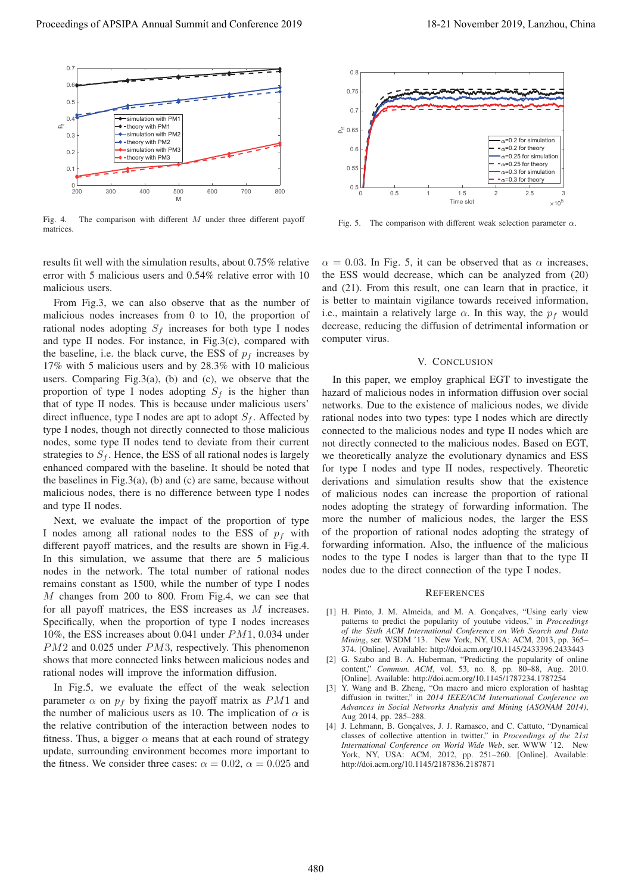Fig. 4. The comparison with different $M$ under three different payoff matrices.

Fig. 5. The comparison with different weak selection parameter $\alpha$.

results fit well with the simulation results, about 0.75% relative error with 5 malicious users and 0.54% relative error with 10 malicious users.

From Fig.3, we can also observe that as the number of malicious nodes increases from 0 to 10, the proportion of rational nodes adopting $S_f$ increases for both type I nodes and type II nodes. For instance, in Fig.3(c), compared with the baseline, i.e. the black curve, the ESS of $p_f$ increases by 17% with 5 malicious users and by 28.3% with 10 malicious users. Comparing Fig.3(a), (b) and (c), we observe that the proportion of type I nodes adopting $S_f$ is the higher than that of type II nodes. This is because under malicious users' direct influence, type I nodes are apt to adopt $S_f$. Affected by type I nodes, though not directly connected to those malicious nodes, some type II nodes tend to deviate from their current strategies to $S_f$. Hence, the ESS of all rational nodes is largely enhanced compared with the baseline. It should be noted that the baselines in Fig.3(a), (b) and (c) are same, because without malicious nodes, there is no difference between type I nodes and type II nodes.

Next, we evaluate the impact of the proportion of type I nodes among all rational nodes to the ESS of $p_f$ with different payoff matrices, and the results are shown in Fig.4. In this simulation, we assume that there are 5 malicious nodes in the network. The total number of rational nodes remains constant as 1500, while the number of type I nodes $M$ changes from 200 to 800. From Fig.4, we can see that for all payoff matrices, the ESS increases as $M$ increases. Specifically, when the proportion of type I nodes increases 10%, the ESS increases about 0.041 under $PM1$, 0.034 under $PM2$ and 0.025 under $PM3$, respectively. This phenomenon shows that more connected links between malicious nodes and rational nodes will improve the information diffusion.

In Fig.5, we evaluate the effect of the weak selection parameter $\alpha$ on $p_f$ by fixing the payoff matrix as $PM1$ and the number of malicious users as 10. The implication of $\alpha$ is the relative contribution of the interaction between nodes to fitness. Thus, a bigger $\alpha$ means that at each round of strategy update, surrounding environment becomes more important to the fitness. We consider three cases: $\alpha = 0.02$, $\alpha = 0.025$ and $\alpha = 0.03$. In Fig. 5, it can be observed that as $\alpha$ increases, the ESS would decrease, which can be analyzed from (20) and (21). From this result, one can learn that in practice, it is better to maintain vigilance towards received information, i.e., maintain a relatively large $\alpha$. In this way, the $p_f$ would decrease, reducing the diffusion of detrimental information or computer virus.

## V. Conclusion

In this paper, we employ graphical EGT to investigate the hazard of malicious nodes in information diffusion over social networks. Due to the existence of malicious nodes, we divide rational nodes into two types: type I nodes which are directly connected to the malicious nodes and type II nodes which are not directly connected to the malicious nodes. Based on EGT, we theoretically analyze the evolutionary dynamics and ESS for type I nodes and type II nodes, respectively. Theoretic derivations and simulation results show that the existence of malicious nodes can increase the proportion of rational nodes adopting the strategy of forwarding information. The more the number of malicious nodes, the larger the ESS of the proportion of rational nodes adopting the strategy of forwarding information. Also, the influence of the malicious nodes to the type I nodes is larger than that to the type II nodes due to the direct connection of the type I nodes.

## References

[1] H. Pinto, J. M. Almeida, and M. A. Gonçalves, "Using early view patterns to predict the popularity of youtube videos," in *Proceedings of the Sixth ACM International Conference on Web Search and Data Mining*, ser. WSDM '13. New York, NY, USA: ACM, 2013, pp. 365–374. [Online]. Available: http://doi.acm.org/10.1145/2433396.2433443

[2] G. Szabo and B. A. Huberman, "Predicting the popularity of online content," *Commun. ACM*, vol. 53, no. 8, pp. 80–88, Aug. 2010. [Online]. Available: http://doi.acm.org/10.1145/1787234.1787254

[3] Y. Wang and B. Zheng, "On macro and micro exploration of hashtag diffusion in twitter," in *2014 IEEE/ACM International Conference on Advances in Social Networks Analysis and Mining (ASONAM 2014)*, Aug 2014, pp. 285–288.

[4] J. Lehmann, B. Gonçalves, J. J. Ramasco, and C. Cattuto, "Dynamical classes of collective attention in twitter," in *Proceedings of the 21st International Conference on World Wide Web*, ser. WWW '12. New York, NY, USA: ACM, 2012, pp. 251–260. [Online]. Available: http://doi.acm.org/10.1145/2187836.2187871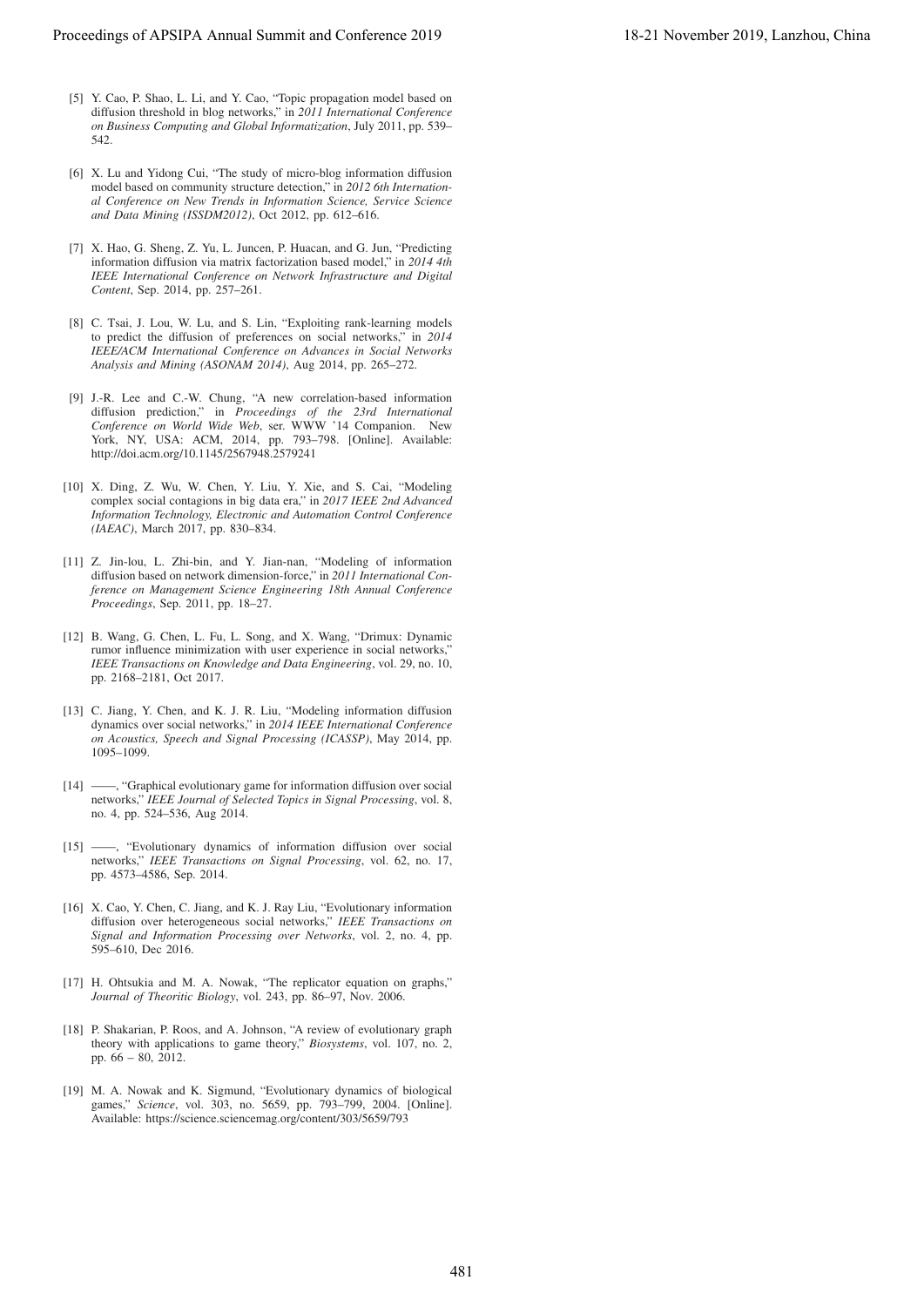[5] Y. Cao, P. Shao, L. Li, and Y. Cao, "Topic propagation model based on diffusion threshold in blog networks," in *2011 International Conference on Business Computing and Global Informatization*, July 2011, pp. 539–542.

[6] X. Lu and Yidong Cui, "The study of micro-blog information diffusion model based on community structure detection," in *2012 6th International Conference on New Trends in Information Science, Service Science and Data Mining (ISSDM2012)*, Oct 2012, pp. 612–616.

[7] X. Hao, G. Sheng, Z. Yu, L. Juncen, P. Huacan, and G. Jun, "Predicting information diffusion via matrix factorization based model," in *2014 4th IEEE International Conference on Network Infrastructure and Digital Content*, Sep. 2014, pp. 257–261.

[8] C. Tsai, J. Lou, W. Lu, and S. Lin, "Exploiting rank-learning models to predict the diffusion of preferences on social networks," in *2014 IEEE/ACM International Conference on Advances in Social Networks Analysis and Mining (ASONAM 2014)*, Aug 2014, pp. 265–272.

[9] J.-R. Lee and C.-W. Chung, "A new correlation-based information diffusion prediction," in *Proceedings of the 23rd International Conference on World Wide Web*, ser. WWW '14 Companion. New York, NY, USA: ACM, 2014, pp. 793–798. [Online]. Available: http://doi.acm.org/10.1145/2567948.2579241

[10] X. Ding, Z. Wu, W. Chen, Y. Liu, Y. Xie, and S. Cai, "Modeling complex social contagions in big data era," in *2017 IEEE 2nd Advanced Information Technology, Electronic and Automation Control Conference (IAEAC)*, March 2017, pp. 830–834.

[11] Z. Jin-lou, L. Zhi-bin, and Y. Jian-nan, "Modeling of information diffusion based on network dimension-force," in *2011 International Conference on Management Science Engineering 18th Annual Conference Proceedings*, Sep. 2011, pp. 18–27.

[12] B. Wang, G. Chen, L. Fu, L. Song, and X. Wang, "Drimux: Dynamic rumor influence minimization with user experience in social networks," *IEEE Transactions on Knowledge and Data Engineering*, vol. 29, no. 10, pp. 2168–2181, Oct 2017.

[13] C. Jiang, Y. Chen, and K. J. R. Liu, "Modeling information diffusion dynamics over social networks," in *2014 IEEE International Conference on Acoustics, Speech and Signal Processing (ICASSP)*, May 2014, pp. 1095–1099.

[14] ——, "Graphical evolutionary game for information diffusion over social networks," *IEEE Journal of Selected Topics in Signal Processing*, vol. 8, no. 4, pp. 524–536, Aug 2014.

[15] ——, "Evolutionary dynamics of information diffusion over social networks," *IEEE Transactions on Signal Processing*, vol. 62, no. 17, pp. 4573–4586, Sep. 2014.

[16] X. Cao, Y. Chen, C. Jiang, and K. J. Ray Liu, "Evolutionary information diffusion over heterogeneous social networks," *IEEE Transactions on Signal and Information Processing over Networks*, vol. 2, no. 4, pp. 595–610, Dec 2016.

[17] H. Ohtsukia and M. A. Nowak, "The replicator equation on graphs," *Journal of Theoritic Biology*, vol. 243, pp. 86–97, Nov. 2006.

[18] P. Shakarian, P. Roos, and A. Johnson, "A review of evolutionary graph theory with applications to game theory," *Biosystems*, vol. 107, no. 2, pp. 66 – 80, 2012.

[19] M. A. Nowak and K. Sigmund, "Evolutionary dynamics of biological games," *Science*, vol. 303, no. 5659, pp. 793–799, 2004. [Online]. Available: https://science.sciencemag.org/content/303/5659/793